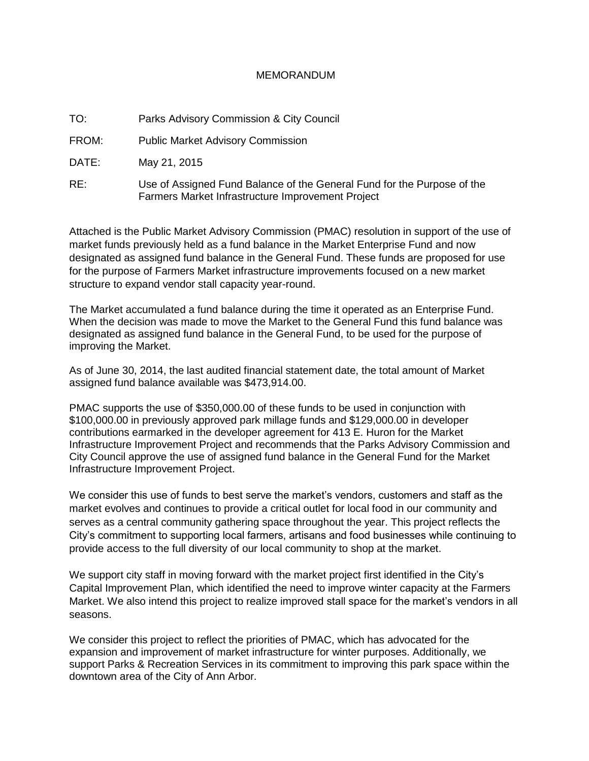# MEMORANDUM

TO: Parks Advisory Commission & City Council

FROM: Public Market Advisory Commission

DATE: May 21, 2015

RE: Use of Assigned Fund Balance of the General Fund for the Purpose of the Farmers Market Infrastructure Improvement Project

Attached is the Public Market Advisory Commission (PMAC) resolution in support of the use of market funds previously held as a fund balance in the Market Enterprise Fund and now designated as assigned fund balance in the General Fund. These funds are proposed for use for the purpose of Farmers Market infrastructure improvements focused on a new market structure to expand vendor stall capacity year-round.

The Market accumulated a fund balance during the time it operated as an Enterprise Fund. When the decision was made to move the Market to the General Fund this fund balance was designated as assigned fund balance in the General Fund, to be used for the purpose of improving the Market.

As of June 30, 2014, the last audited financial statement date, the total amount of Market assigned fund balance available was $473,914.00.

PMAC supports the use of $350,000.00 of these funds to be used in conjunction with $100,000.00 in previously approved park millage funds and $129,000.00 in developer contributions earmarked in the developer agreement for 413 E. Huron for the Market Infrastructure Improvement Project and recommends that the Parks Advisory Commission and City Council approve the use of assigned fund balance in the General Fund for the Market Infrastructure Improvement Project.

We consider this use of funds to best serve the market's vendors, customers and staff as the market evolves and continues to provide a critical outlet for local food in our community and serves as a central community gathering space throughout the year. This project reflects the City's commitment to supporting local farmers, artisans and food businesses while continuing to provide access to the full diversity of our local community to shop at the market.

We support city staff in moving forward with the market project first identified in the City's Capital Improvement Plan, which identified the need to improve winter capacity at the Farmers Market. We also intend this project to realize improved stall space for the market's vendors in all seasons.

We consider this project to reflect the priorities of PMAC, which has advocated for the expansion and improvement of market infrastructure for winter purposes. Additionally, we support Parks & Recreation Services in its commitment to improving this park space within the downtown area of the City of Ann Arbor.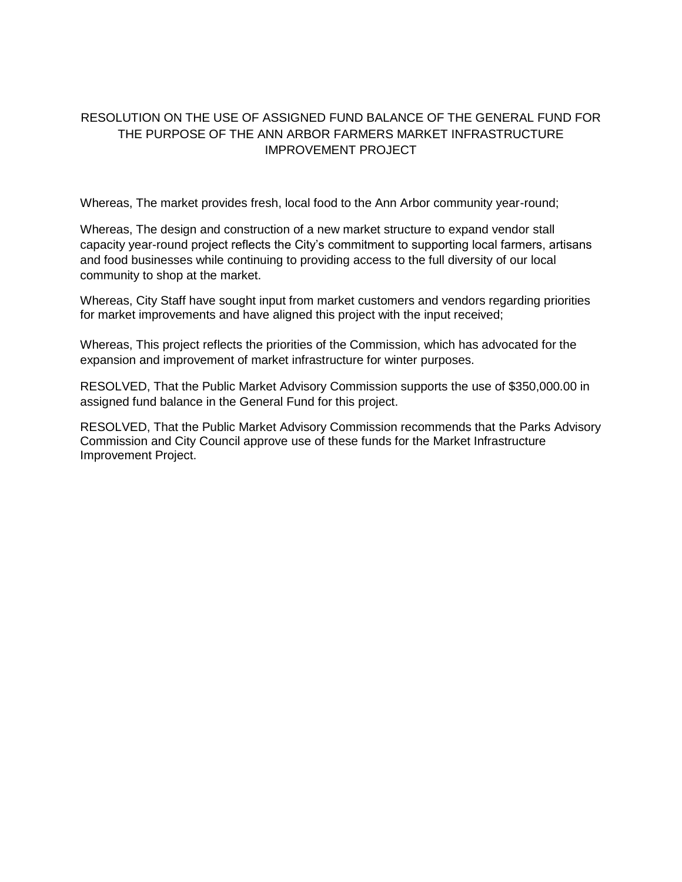# RESOLUTION ON THE USE OF ASSIGNED FUND BALANCE OF THE GENERAL FUND FOR THE PURPOSE OF THE ANN ARBOR FARMERS MARKET INFRASTRUCTURE IMPROVEMENT PROJECT

Whereas, The market provides fresh, local food to the Ann Arbor community year-round;

Whereas, The design and construction of a new market structure to expand vendor stall capacity year-round project reflects the City's commitment to supporting local farmers, artisans and food businesses while continuing to providing access to the full diversity of our local community to shop at the market.

Whereas, City Staff have sought input from market customers and vendors regarding priorities for market improvements and have aligned this project with the input received;

Whereas, This project reflects the priorities of the Commission, which has advocated for the expansion and improvement of market infrastructure for winter purposes.

RESOLVED, That the Public Market Advisory Commission supports the use of $350,000.00 in assigned fund balance in the General Fund for this project.

RESOLVED, That the Public Market Advisory Commission recommends that the Parks Advisory Commission and City Council approve use of these funds for the Market Infrastructure Improvement Project.